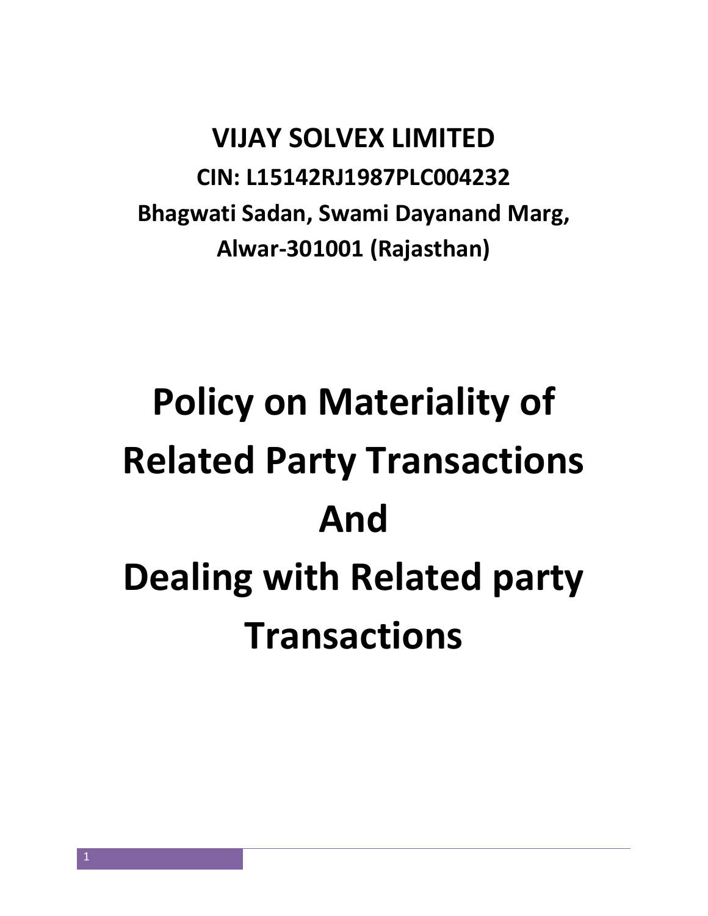**VIJAY SOLVEX LIMITED**

**CIN: L15142RJ1987PLC004232**

**Bhagwati Sadan, Swami Dayanand Marg,**

**Alwar-301001 (Rajasthan)**

# Policy on Materiality of Related Party Transactions And Dealing with Related party Transactions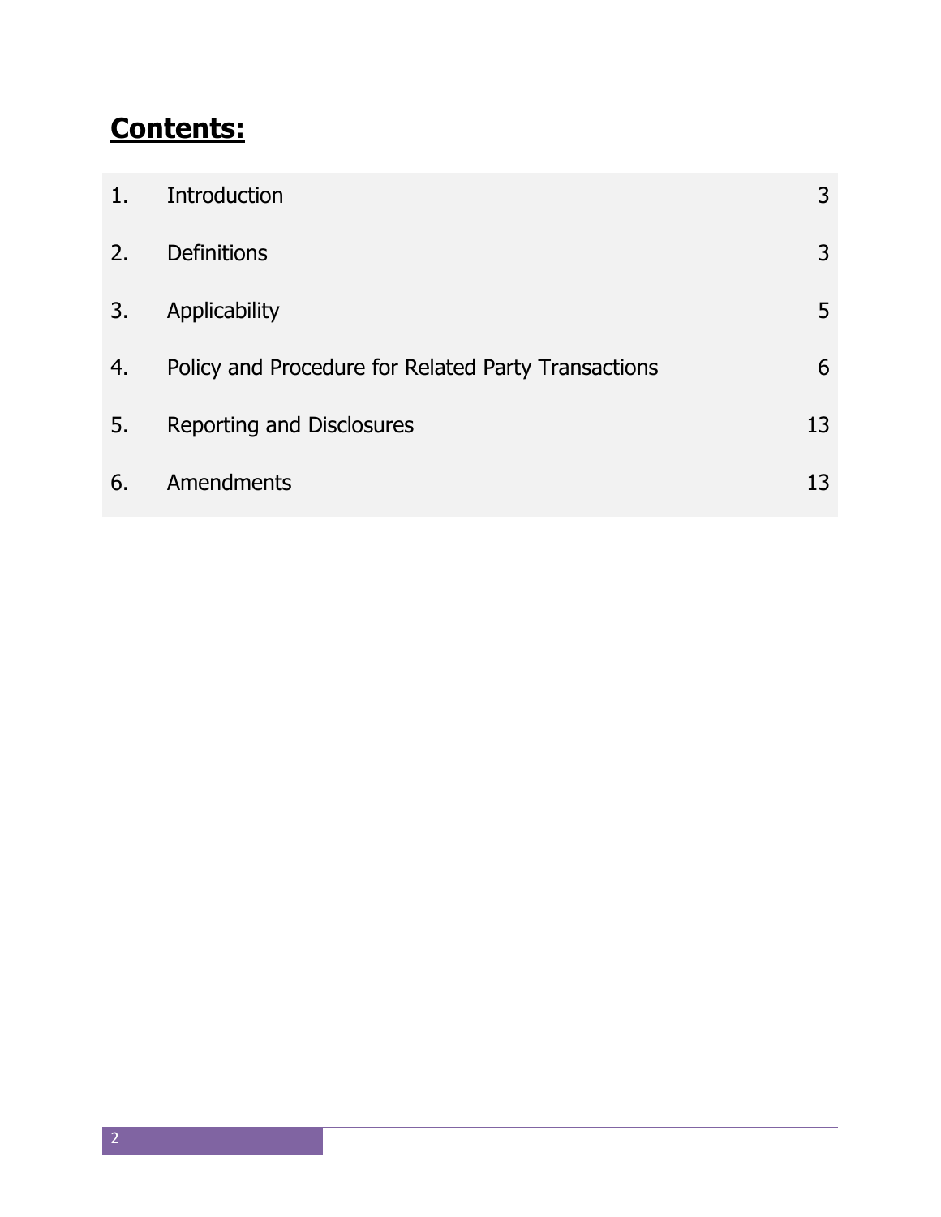# **Contents:**

| | | |
|---|---|---|
| 1. | Introduction | 3 |
| 2. | Definitions | 3 |
| 3. | Applicability | 5 |
| 4. | Policy and Procedure for Related Party Transactions | 6 |
| 5. | Reporting and Disclosures | 13 |
| 6. | Amendments | 13 |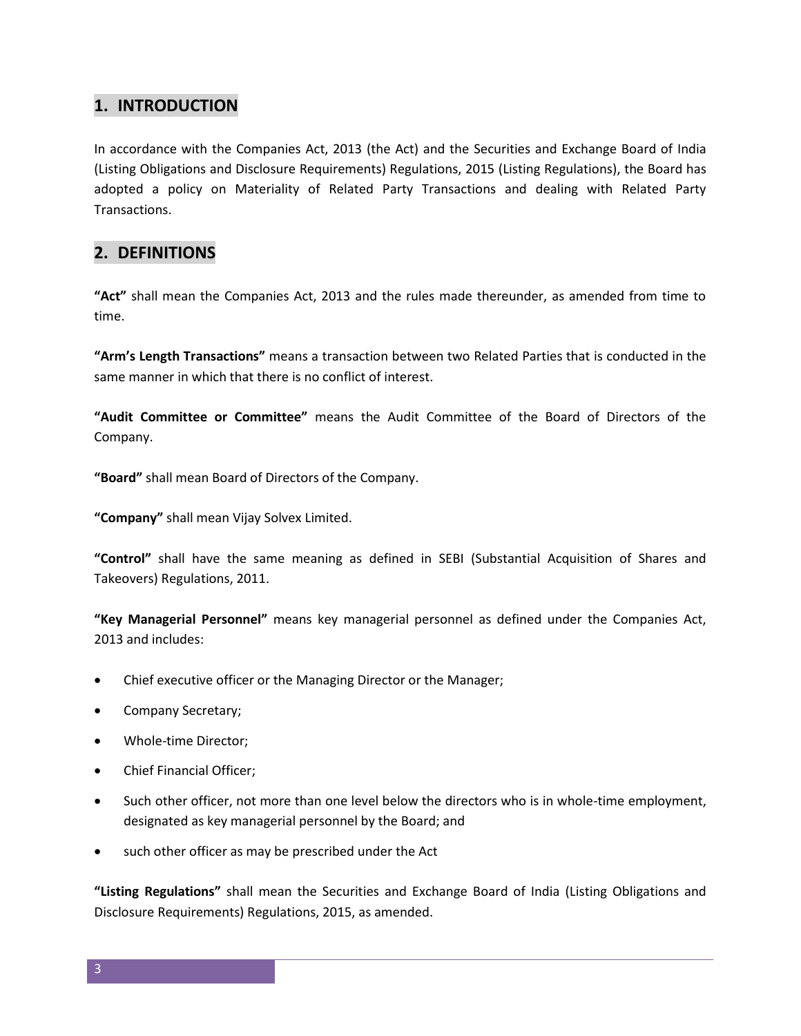## 1. INTRODUCTION

In accordance with the Companies Act, 2013 (the Act) and the Securities and Exchange Board of India (Listing Obligations and Disclosure Requirements) Regulations, 2015 (Listing Regulations), the Board has adopted a policy on Materiality of Related Party Transactions and dealing with Related Party Transactions.

## 2. DEFINITIONS

**"Act"** shall mean the Companies Act, 2013 and the rules made thereunder, as amended from time to time.

**"Arm's Length Transactions"** means a transaction between two Related Parties that is conducted in the same manner in which that there is no conflict of interest.

**"Audit Committee or Committee"** means the Audit Committee of the Board of Directors of the Company.

**"Board"** shall mean Board of Directors of the Company.

**"Company"** shall mean Vijay Solvex Limited.

**"Control"** shall have the same meaning as defined in SEBI (Substantial Acquisition of Shares and Takeovers) Regulations, 2011.

**"Key Managerial Personnel"** means key managerial personnel as defined under the Companies Act, 2013 and includes:

- Chief executive officer or the Managing Director or the Manager;
- Company Secretary;
- Whole-time Director;
- Chief Financial Officer;
- Such other officer, not more than one level below the directors who is in whole-time employment, designated as key managerial personnel by the Board; and
- such other officer as may be prescribed under the Act

**"Listing Regulations"** shall mean the Securities and Exchange Board of India (Listing Obligations and Disclosure Requirements) Regulations, 2015, as amended.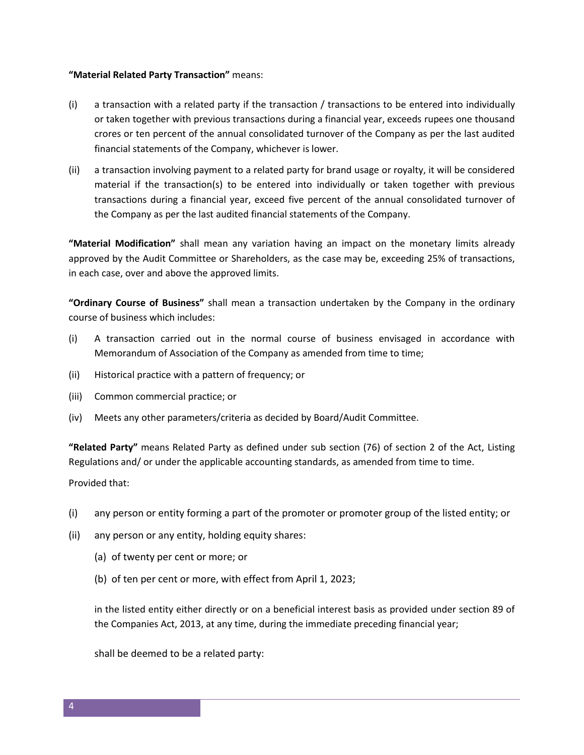**"Material Related Party Transaction"** means:

(i) a transaction with a related party if the transaction / transactions to be entered into individually or taken together with previous transactions during a financial year, exceeds rupees one thousand crores or ten percent of the annual consolidated turnover of the Company as per the last audited financial statements of the Company, whichever is lower.

(ii) a transaction involving payment to a related party for brand usage or royalty, it will be considered material if the transaction(s) to be entered into individually or taken together with previous transactions during a financial year, exceed five percent of the annual consolidated turnover of the Company as per the last audited financial statements of the Company.

**"Material Modification"** shall mean any variation having an impact on the monetary limits already approved by the Audit Committee or Shareholders, as the case may be, exceeding 25% of transactions, in each case, over and above the approved limits.

**"Ordinary Course of Business"** shall mean a transaction undertaken by the Company in the ordinary course of business which includes:

(i) A transaction carried out in the normal course of business envisaged in accordance with Memorandum of Association of the Company as amended from time to time;

(ii) Historical practice with a pattern of frequency; or

(iii) Common commercial practice; or

(iv) Meets any other parameters/criteria as decided by Board/Audit Committee.

**"Related Party"** means Related Party as defined under sub section (76) of section 2 of the Act, Listing Regulations and/ or under the applicable accounting standards, as amended from time to time.

Provided that:

(i) any person or entity forming a part of the promoter or promoter group of the listed entity; or

(ii) any person or any entity, holding equity shares:

(a) of twenty per cent or more; or

(b) of ten per cent or more, with effect from April 1, 2023;

in the listed entity either directly or on a beneficial interest basis as provided under section 89 of the Companies Act, 2013, at any time, during the immediate preceding financial year;

shall be deemed to be a related party: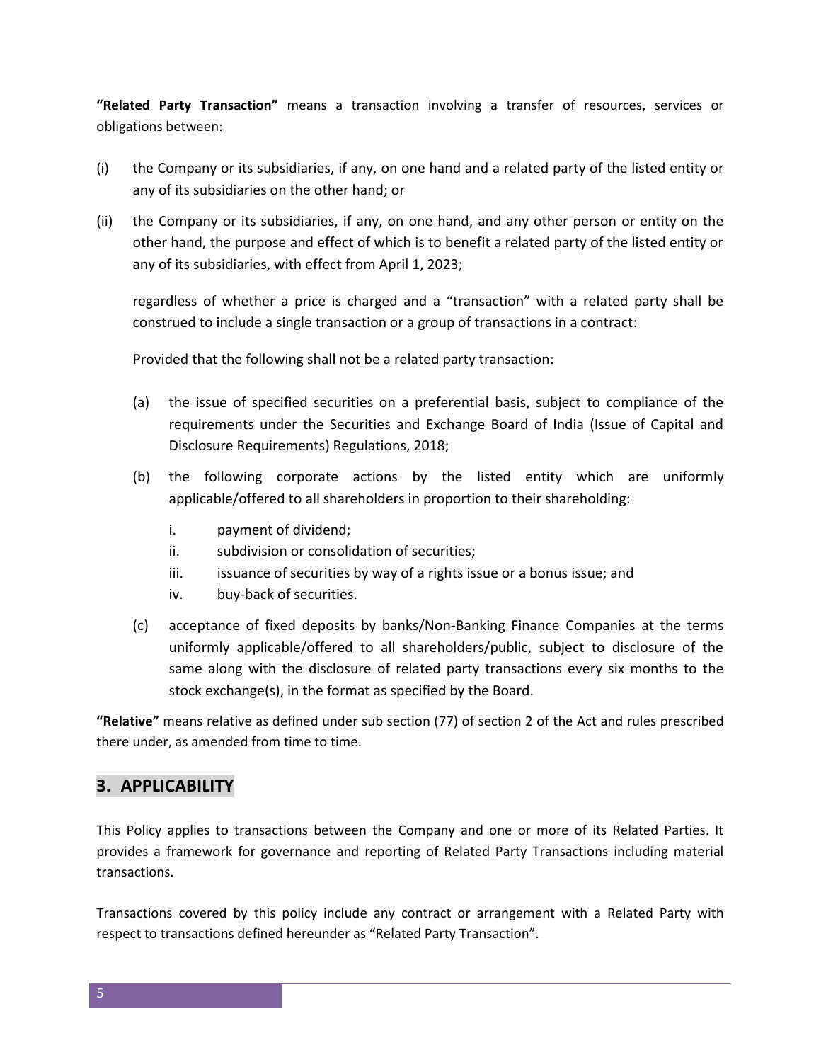**"Related Party Transaction"** means a transaction involving a transfer of resources, services or obligations between:

(i) the Company or its subsidiaries, if any, on one hand and a related party of the listed entity or any of its subsidiaries on the other hand; or

(ii) the Company or its subsidiaries, if any, on one hand, and any other person or entity on the other hand, the purpose and effect of which is to benefit a related party of the listed entity or any of its subsidiaries, with effect from April 1, 2023;

regardless of whether a price is charged and a "transaction" with a related party shall be construed to include a single transaction or a group of transactions in a contract:

Provided that the following shall not be a related party transaction:

(a) the issue of specified securities on a preferential basis, subject to compliance of the requirements under the Securities and Exchange Board of India (Issue of Capital and Disclosure Requirements) Regulations, 2018;

(b) the following corporate actions by the listed entity which are uniformly applicable/offered to all shareholders in proportion to their shareholding:

   i. payment of dividend;
   ii. subdivision or consolidation of securities;
   iii. issuance of securities by way of a rights issue or a bonus issue; and
   iv. buy-back of securities.

(c) acceptance of fixed deposits by banks/Non-Banking Finance Companies at the terms uniformly applicable/offered to all shareholders/public, subject to disclosure of the same along with the disclosure of related party transactions every six months to the stock exchange(s), in the format as specified by the Board.

**"Relative"** means relative as defined under sub section (77) of section 2 of the Act and rules prescribed there under, as amended from time to time.

## 3. APPLICABILITY

This Policy applies to transactions between the Company and one or more of its Related Parties. It provides a framework for governance and reporting of Related Party Transactions including material transactions.

Transactions covered by this policy include any contract or arrangement with a Related Party with respect to transactions defined hereunder as "Related Party Transaction".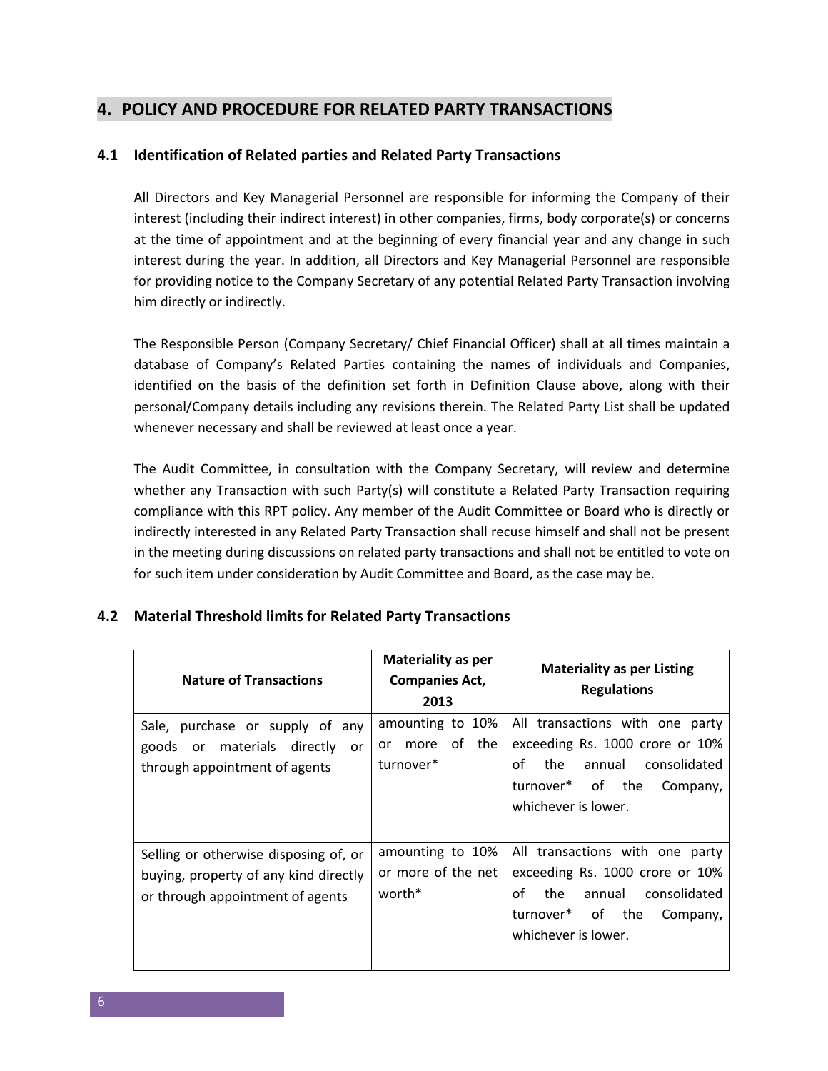## 4. POLICY AND PROCEDURE FOR RELATED PARTY TRANSACTIONS

### 4.1 Identification of Related parties and Related Party Transactions

All Directors and Key Managerial Personnel are responsible for informing the Company of their interest (including their indirect interest) in other companies, firms, body corporate(s) or concerns at the time of appointment and at the beginning of every financial year and any change in such interest during the year. In addition, all Directors and Key Managerial Personnel are responsible for providing notice to the Company Secretary of any potential Related Party Transaction involving him directly or indirectly.

The Responsible Person (Company Secretary/ Chief Financial Officer) shall at all times maintain a database of Company's Related Parties containing the names of individuals and Companies, identified on the basis of the definition set forth in Definition Clause above, along with their personal/Company details including any revisions therein. The Related Party List shall be updated whenever necessary and shall be reviewed at least once a year.

The Audit Committee, in consultation with the Company Secretary, will review and determine whether any Transaction with such Party(s) will constitute a Related Party Transaction requiring compliance with this RPT policy. Any member of the Audit Committee or Board who is directly or indirectly interested in any Related Party Transaction shall recuse himself and shall not be present in the meeting during discussions on related party transactions and shall not be entitled to vote on for such item under consideration by Audit Committee and Board, as the case may be.

### 4.2 Material Threshold limits for Related Party Transactions

| Nature of Transactions | Materiality as per Companies Act, 2013 | Materiality as per Listing Regulations |
|---|---|---|
| Sale, purchase or supply of any goods or materials directly or through appointment of agents | amounting to 10% or more of the turnover* | All transactions with one party exceeding Rs. 1000 crore or 10% of the annual consolidated turnover* of the Company, whichever is lower. |
| Selling or otherwise disposing of, or buying, property of any kind directly or through appointment of agents | amounting to 10% or more of the net worth* | All transactions with one party exceeding Rs. 1000 crore or 10% of the annual consolidated turnover* of the Company, whichever is lower. |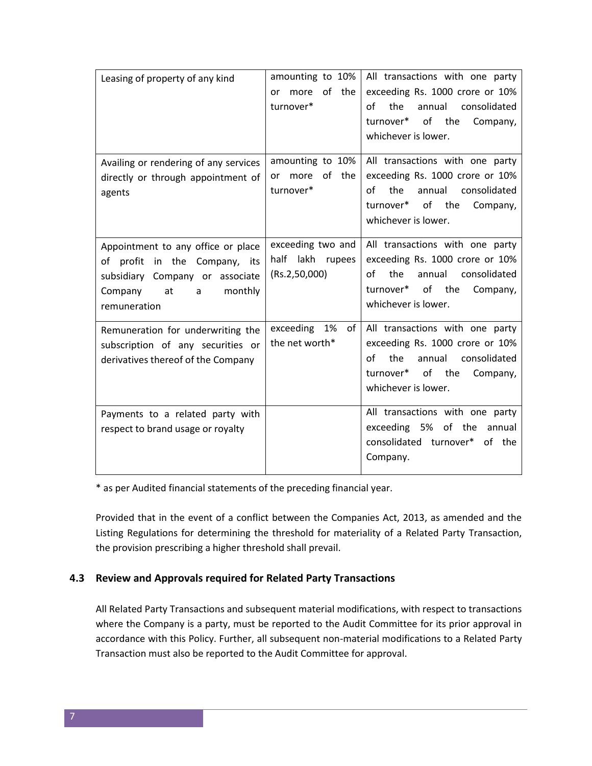| Leasing of property of any kind | amounting to 10% or more of the turnover* | All transactions with one party exceeding Rs. 1000 crore or 10% of the annual consolidated turnover* of the Company, whichever is lower. |
|---|---|---|
| Availing or rendering of any services directly or through appointment of agents | amounting to 10% or more of the turnover* | All transactions with one party exceeding Rs. 1000 crore or 10% of the annual consolidated turnover* of the Company, whichever is lower. |
| Appointment to any office or place of profit in the Company, its subsidiary Company or associate Company at a monthly remuneration | exceeding two and half lakh rupees (Rs.2,50,000) | All transactions with one party exceeding Rs. 1000 crore or 10% of the annual consolidated turnover* of the Company, whichever is lower. |
| Remuneration for underwriting the subscription of any securities or derivatives thereof of the Company | exceeding 1% of the net worth* | All transactions with one party exceeding Rs. 1000 crore or 10% of the annual consolidated turnover* of the Company, whichever is lower. |
| Payments to a related party with respect to brand usage or royalty | | All transactions with one party exceeding 5% of the annual consolidated turnover* of the Company. |

* as per Audited financial statements of the preceding financial year.

Provided that in the event of a conflict between the Companies Act, 2013, as amended and the Listing Regulations for determining the threshold for materiality of a Related Party Transaction, the provision prescribing a higher threshold shall prevail.

### 4.3 Review and Approvals required for Related Party Transactions

All Related Party Transactions and subsequent material modifications, with respect to transactions where the Company is a party, must be reported to the Audit Committee for its prior approval in accordance with this Policy. Further, all subsequent non-material modifications to a Related Party Transaction must also be reported to the Audit Committee for approval.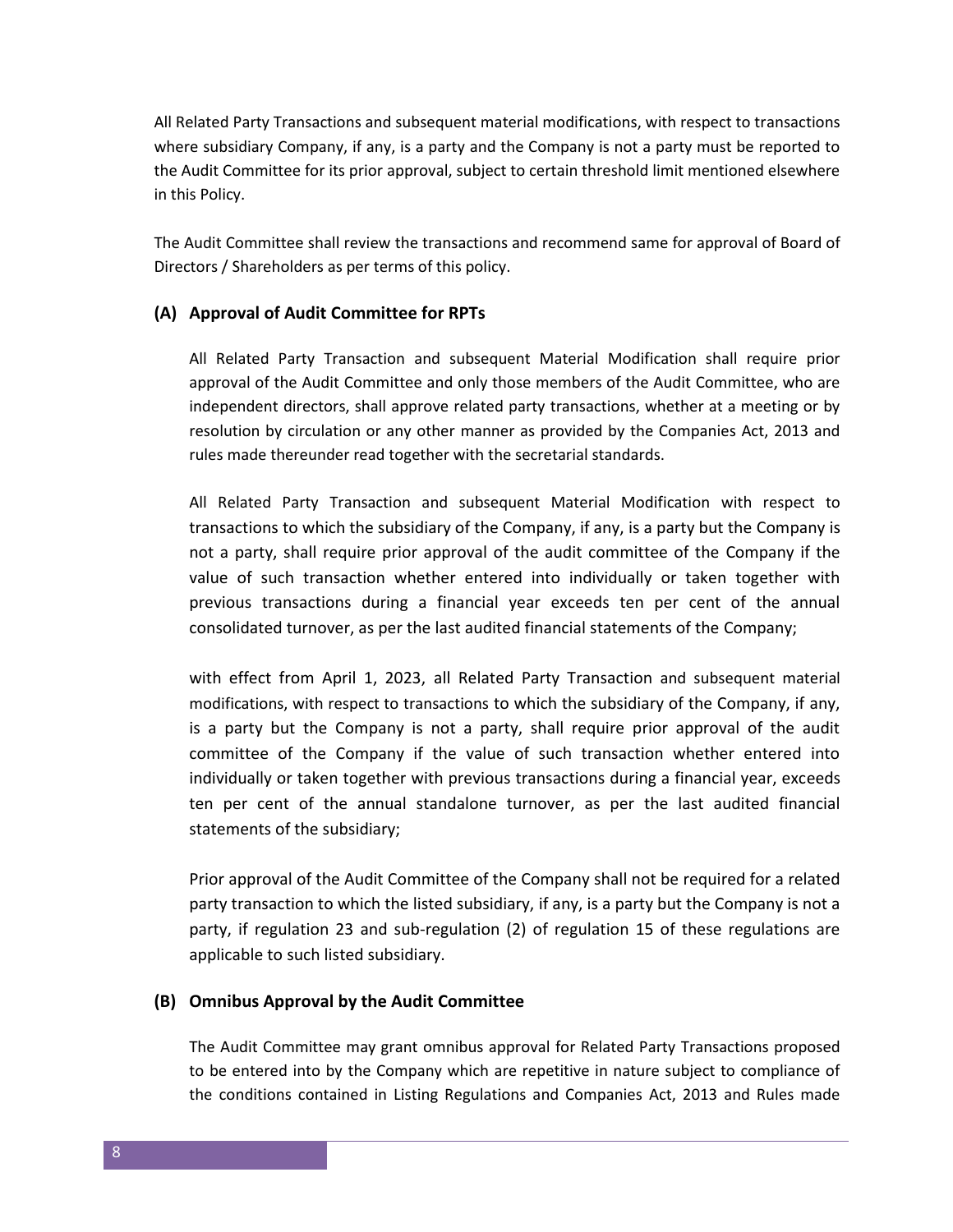All Related Party Transactions and subsequent material modifications, with respect to transactions where subsidiary Company, if any, is a party and the Company is not a party must be reported to the Audit Committee for its prior approval, subject to certain threshold limit mentioned elsewhere in this Policy.

The Audit Committee shall review the transactions and recommend same for approval of Board of Directors / Shareholders as per terms of this policy.

### (A) Approval of Audit Committee for RPTs

All Related Party Transaction and subsequent Material Modification shall require prior approval of the Audit Committee and only those members of the Audit Committee, who are independent directors, shall approve related party transactions, whether at a meeting or by resolution by circulation or any other manner as provided by the Companies Act, 2013 and rules made thereunder read together with the secretarial standards.

All Related Party Transaction and subsequent Material Modification with respect to transactions to which the subsidiary of the Company, if any, is a party but the Company is not a party, shall require prior approval of the audit committee of the Company if the value of such transaction whether entered into individually or taken together with previous transactions during a financial year exceeds ten per cent of the annual consolidated turnover, as per the last audited financial statements of the Company;

with effect from April 1, 2023, all Related Party Transaction and subsequent material modifications, with respect to transactions to which the subsidiary of the Company, if any, is a party but the Company is not a party, shall require prior approval of the audit committee of the Company if the value of such transaction whether entered into individually or taken together with previous transactions during a financial year, exceeds ten per cent of the annual standalone turnover, as per the last audited financial statements of the subsidiary;

Prior approval of the Audit Committee of the Company shall not be required for a related party transaction to which the listed subsidiary, if any, is a party but the Company is not a party, if regulation 23 and sub-regulation (2) of regulation 15 of these regulations are applicable to such listed subsidiary.

### (B) Omnibus Approval by the Audit Committee

The Audit Committee may grant omnibus approval for Related Party Transactions proposed to be entered into by the Company which are repetitive in nature subject to compliance of the conditions contained in Listing Regulations and Companies Act, 2013 and Rules made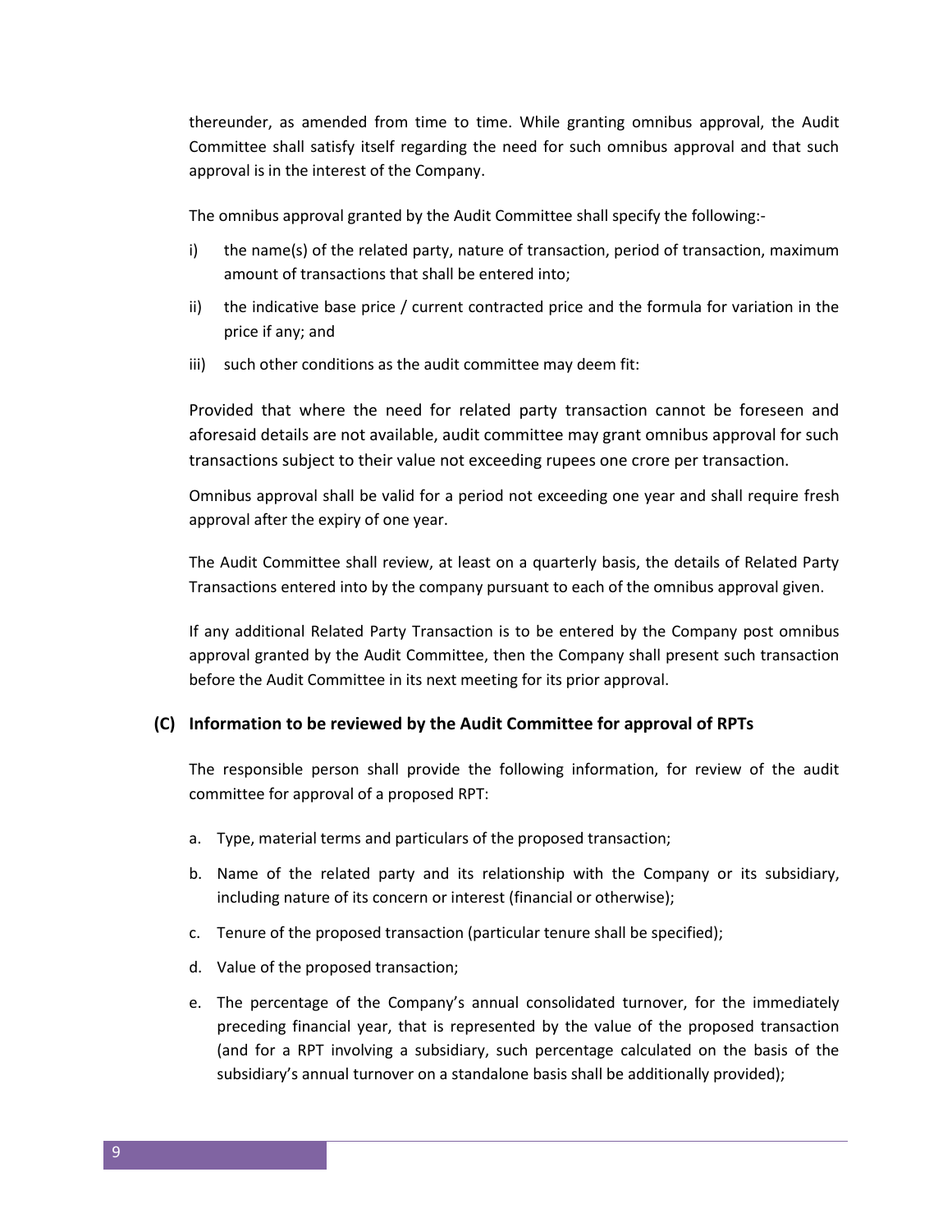thereunder, as amended from time to time. While granting omnibus approval, the Audit Committee shall satisfy itself regarding the need for such omnibus approval and that such approval is in the interest of the Company.

The omnibus approval granted by the Audit Committee shall specify the following:-

i) the name(s) of the related party, nature of transaction, period of transaction, maximum amount of transactions that shall be entered into;

ii) the indicative base price / current contracted price and the formula for variation in the price if any; and

iii) such other conditions as the audit committee may deem fit:

Provided that where the need for related party transaction cannot be foreseen and aforesaid details are not available, audit committee may grant omnibus approval for such transactions subject to their value not exceeding rupees one crore per transaction.

Omnibus approval shall be valid for a period not exceeding one year and shall require fresh approval after the expiry of one year.

The Audit Committee shall review, at least on a quarterly basis, the details of Related Party Transactions entered into by the company pursuant to each of the omnibus approval given.

If any additional Related Party Transaction is to be entered by the Company post omnibus approval granted by the Audit Committee, then the Company shall present such transaction before the Audit Committee in its next meeting for its prior approval.

### (C) Information to be reviewed by the Audit Committee for approval of RPTs

The responsible person shall provide the following information, for review of the audit committee for approval of a proposed RPT:

a. Type, material terms and particulars of the proposed transaction;

b. Name of the related party and its relationship with the Company or its subsidiary, including nature of its concern or interest (financial or otherwise);

c. Tenure of the proposed transaction (particular tenure shall be specified);

d. Value of the proposed transaction;

e. The percentage of the Company's annual consolidated turnover, for the immediately preceding financial year, that is represented by the value of the proposed transaction (and for a RPT involving a subsidiary, such percentage calculated on the basis of the subsidiary's annual turnover on a standalone basis shall be additionally provided);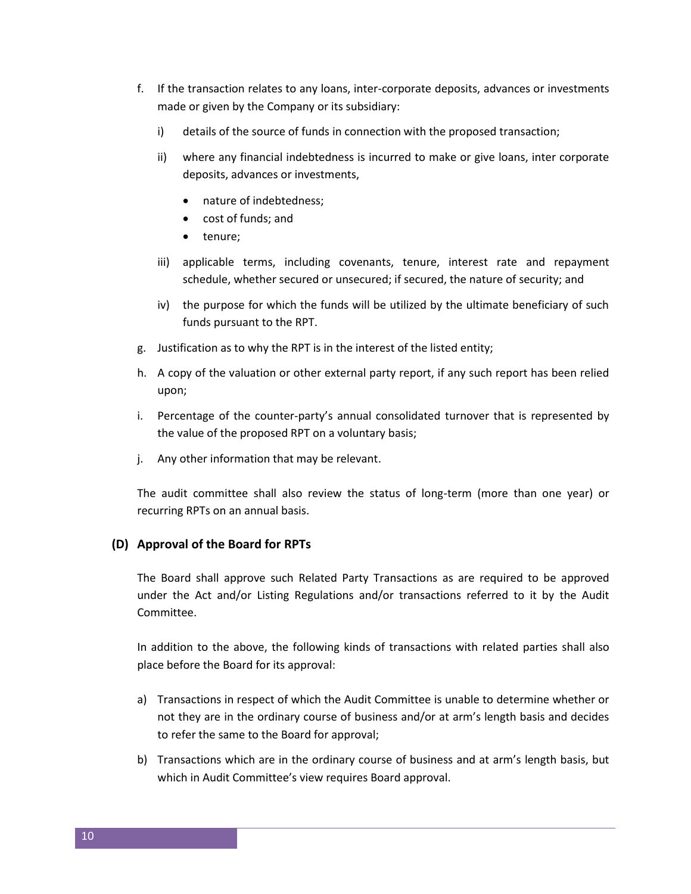f. If the transaction relates to any loans, inter-corporate deposits, advances or investments made or given by the Company or its subsidiary:

   i) details of the source of funds in connection with the proposed transaction;

   ii) where any financial indebtedness is incurred to make or give loans, inter corporate deposits, advances or investments,

      - nature of indebtedness;
      - cost of funds; and
      - tenure;

   iii) applicable terms, including covenants, tenure, interest rate and repayment schedule, whether secured or unsecured; if secured, the nature of security; and

   iv) the purpose for which the funds will be utilized by the ultimate beneficiary of such funds pursuant to the RPT.

g. Justification as to why the RPT is in the interest of the listed entity;

h. A copy of the valuation or other external party report, if any such report has been relied upon;

i. Percentage of the counter-party's annual consolidated turnover that is represented by the value of the proposed RPT on a voluntary basis;

j. Any other information that may be relevant.

The audit committee shall also review the status of long-term (more than one year) or recurring RPTs on an annual basis.

### (D) Approval of the Board for RPTs

The Board shall approve such Related Party Transactions as are required to be approved under the Act and/or Listing Regulations and/or transactions referred to it by the Audit Committee.

In addition to the above, the following kinds of transactions with related parties shall also place before the Board for its approval:

a) Transactions in respect of which the Audit Committee is unable to determine whether or not they are in the ordinary course of business and/or at arm's length basis and decides to refer the same to the Board for approval;

b) Transactions which are in the ordinary course of business and at arm's length basis, but which in Audit Committee's view requires Board approval.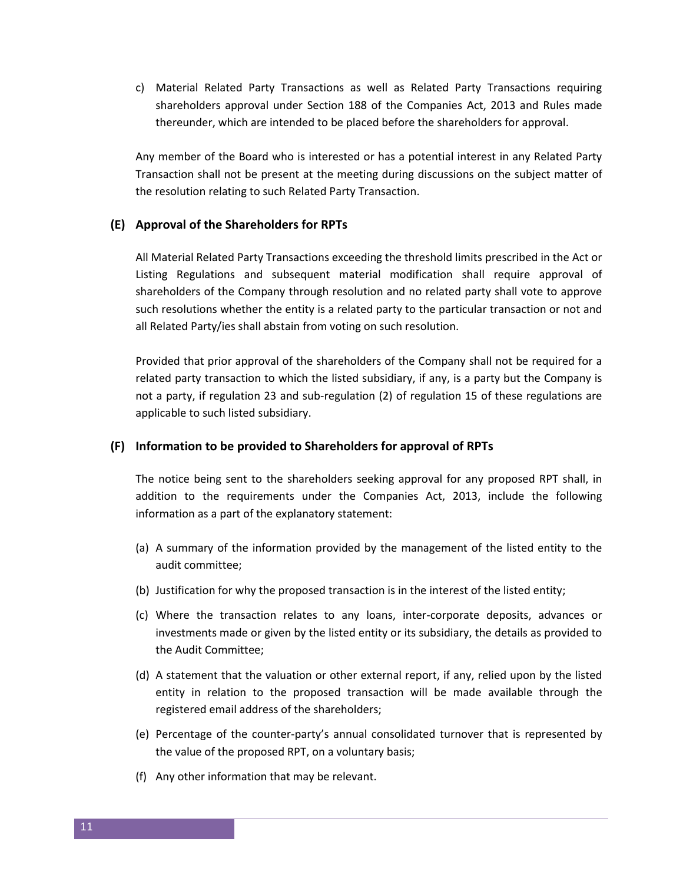c) Material Related Party Transactions as well as Related Party Transactions requiring shareholders approval under Section 188 of the Companies Act, 2013 and Rules made thereunder, which are intended to be placed before the shareholders for approval.

Any member of the Board who is interested or has a potential interest in any Related Party Transaction shall not be present at the meeting during discussions on the subject matter of the resolution relating to such Related Party Transaction.

### (E) Approval of the Shareholders for RPTs

All Material Related Party Transactions exceeding the threshold limits prescribed in the Act or Listing Regulations and subsequent material modification shall require approval of shareholders of the Company through resolution and no related party shall vote to approve such resolutions whether the entity is a related party to the particular transaction or not and all Related Party/ies shall abstain from voting on such resolution.

Provided that prior approval of the shareholders of the Company shall not be required for a related party transaction to which the listed subsidiary, if any, is a party but the Company is not a party, if regulation 23 and sub-regulation (2) of regulation 15 of these regulations are applicable to such listed subsidiary.

### (F) Information to be provided to Shareholders for approval of RPTs

The notice being sent to the shareholders seeking approval for any proposed RPT shall, in addition to the requirements under the Companies Act, 2013, include the following information as a part of the explanatory statement:

(a) A summary of the information provided by the management of the listed entity to the audit committee;

(b) Justification for why the proposed transaction is in the interest of the listed entity;

(c) Where the transaction relates to any loans, inter-corporate deposits, advances or investments made or given by the listed entity or its subsidiary, the details as provided to the Audit Committee;

(d) A statement that the valuation or other external report, if any, relied upon by the listed entity in relation to the proposed transaction will be made available through the registered email address of the shareholders;

(e) Percentage of the counter-party's annual consolidated turnover that is represented by the value of the proposed RPT, on a voluntary basis;

(f) Any other information that may be relevant.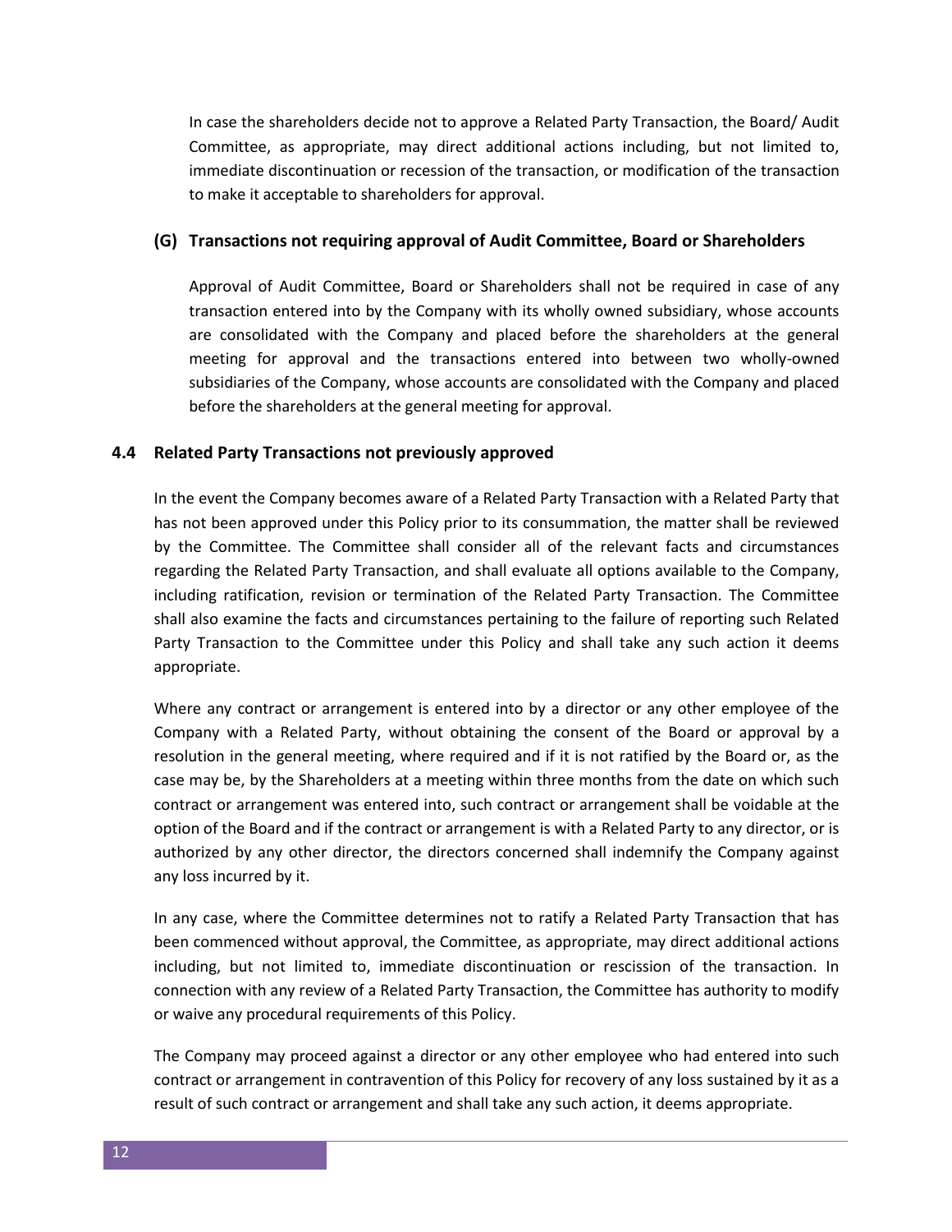In case the shareholders decide not to approve a Related Party Transaction, the Board/ Audit Committee, as appropriate, may direct additional actions including, but not limited to, immediate discontinuation or recession of the transaction, or modification of the transaction to make it acceptable to shareholders for approval.

#### (G) Transactions not requiring approval of Audit Committee, Board or Shareholders

Approval of Audit Committee, Board or Shareholders shall not be required in case of any transaction entered into by the Company with its wholly owned subsidiary, whose accounts are consolidated with the Company and placed before the shareholders at the general meeting for approval and the transactions entered into between two wholly-owned subsidiaries of the Company, whose accounts are consolidated with the Company and placed before the shareholders at the general meeting for approval.

### 4.4 Related Party Transactions not previously approved

In the event the Company becomes aware of a Related Party Transaction with a Related Party that has not been approved under this Policy prior to its consummation, the matter shall be reviewed by the Committee. The Committee shall consider all of the relevant facts and circumstances regarding the Related Party Transaction, and shall evaluate all options available to the Company, including ratification, revision or termination of the Related Party Transaction. The Committee shall also examine the facts and circumstances pertaining to the failure of reporting such Related Party Transaction to the Committee under this Policy and shall take any such action it deems appropriate.

Where any contract or arrangement is entered into by a director or any other employee of the Company with a Related Party, without obtaining the consent of the Board or approval by a resolution in the general meeting, where required and if it is not ratified by the Board or, as the case may be, by the Shareholders at a meeting within three months from the date on which such contract or arrangement was entered into, such contract or arrangement shall be voidable at the option of the Board and if the contract or arrangement is with a Related Party to any director, or is authorized by any other director, the directors concerned shall indemnify the Company against any loss incurred by it.

In any case, where the Committee determines not to ratify a Related Party Transaction that has been commenced without approval, the Committee, as appropriate, may direct additional actions including, but not limited to, immediate discontinuation or rescission of the transaction. In connection with any review of a Related Party Transaction, the Committee has authority to modify or waive any procedural requirements of this Policy.

The Company may proceed against a director or any other employee who had entered into such contract or arrangement in contravention of this Policy for recovery of any loss sustained by it as a result of such contract or arrangement and shall take any such action, it deems appropriate.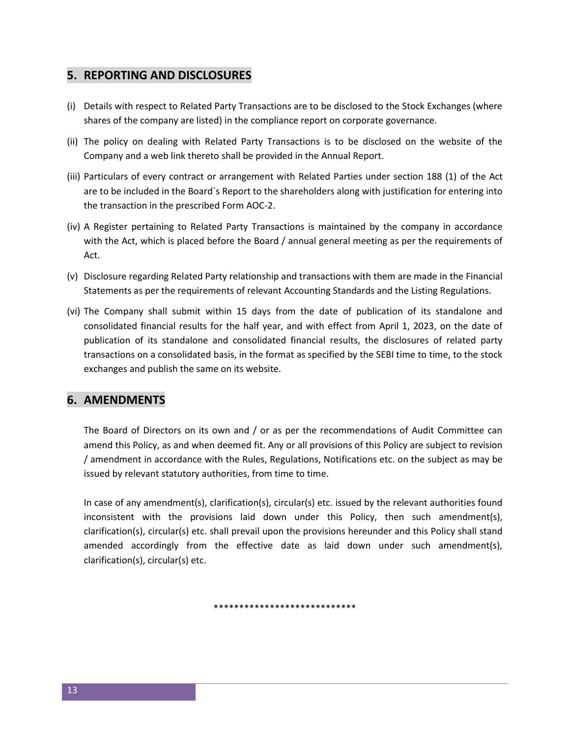## 5. REPORTING AND DISCLOSURES

(i) Details with respect to Related Party Transactions are to be disclosed to the Stock Exchanges (where shares of the company are listed) in the compliance report on corporate governance.

(ii) The policy on dealing with Related Party Transactions is to be disclosed on the website of the Company and a web link thereto shall be provided in the Annual Report.

(iii) Particulars of every contract or arrangement with Related Parties under section 188 (1) of the Act are to be included in the Board`s Report to the shareholders along with justification for entering into the transaction in the prescribed Form AOC-2.

(iv) A Register pertaining to Related Party Transactions is maintained by the company in accordance with the Act, which is placed before the Board / annual general meeting as per the requirements of Act.

(v) Disclosure regarding Related Party relationship and transactions with them are made in the Financial Statements as per the requirements of relevant Accounting Standards and the Listing Regulations.

(vi) The Company shall submit within 15 days from the date of publication of its standalone and consolidated financial results for the half year, and with effect from April 1, 2023, on the date of publication of its standalone and consolidated financial results, the disclosures of related party transactions on a consolidated basis, in the format as specified by the SEBI time to time, to the stock exchanges and publish the same on its website.

## 6. AMENDMENTS

The Board of Directors on its own and / or as per the recommendations of Audit Committee can amend this Policy, as and when deemed fit. Any or all provisions of this Policy are subject to revision / amendment in accordance with the Rules, Regulations, Notifications etc. on the subject as may be issued by relevant statutory authorities, from time to time.

In case of any amendment(s), clarification(s), circular(s) etc. issued by the relevant authorities found inconsistent with the provisions laid down under this Policy, then such amendment(s), clarification(s), circular(s) etc. shall prevail upon the provisions hereunder and this Policy shall stand amended accordingly from the effective date as laid down under such amendment(s), clarification(s), circular(s) etc.

****************************